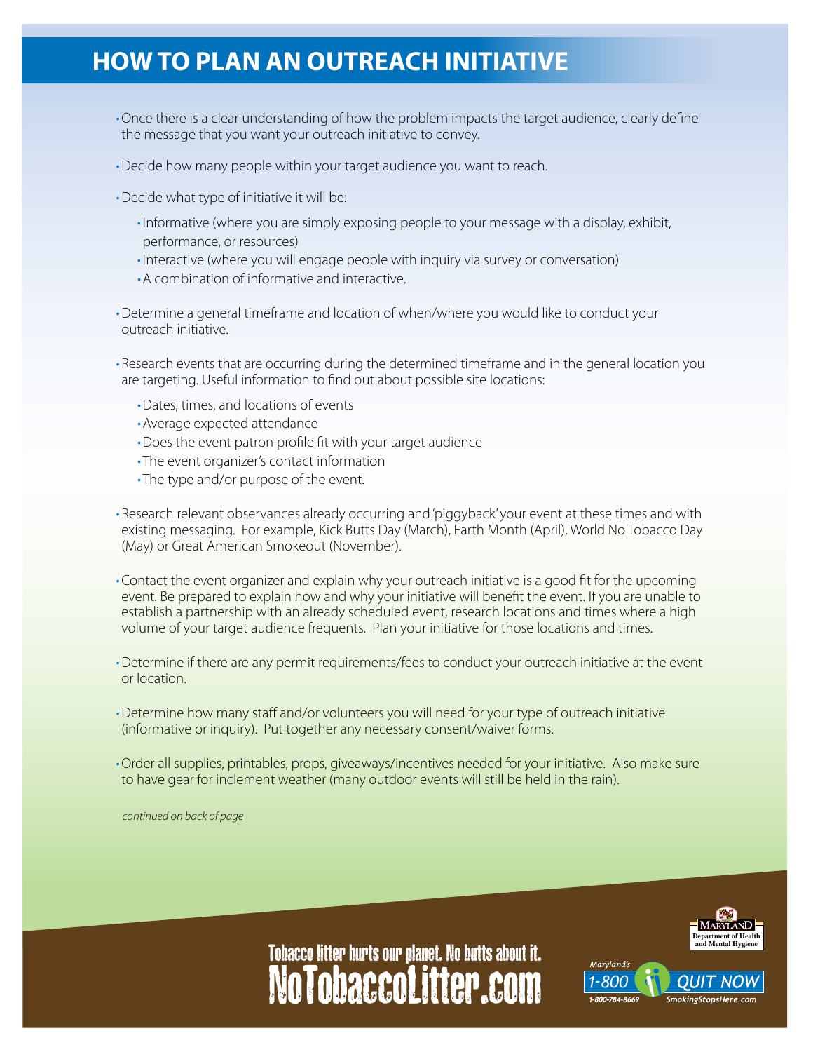# HOW TO PLAN AN OUTREACH INITIATIVE

- Once there is a clear understanding of how the problem impacts the target audience, clearly define the message that you want your outreach initiative to convey.
- Decide how many people within your target audience you want to reach.
- Decide what type of initiative it will be:
  - Informative (where you are simply exposing people to your message with a display, exhibit, performance, or resources)
  - Interactive (where you will engage people with inquiry via survey or conversation)
  - A combination of informative and interactive.
- Determine a general timeframe and location of when/where you would like to conduct your outreach initiative.
- Research events that are occurring during the determined timeframe and in the general location you are targeting. Useful information to find out about possible site locations:
  - Dates, times, and locations of events
  - Average expected attendance
  - Does the event patron profile fit with your target audience
  - The event organizer's contact information
  - The type and/or purpose of the event.
- Research relevant observances already occurring and 'piggyback' your event at these times and with existing messaging. For example, Kick Butts Day (March), Earth Month (April), World No Tobacco Day (May) or Great American Smokeout (November).
- Contact the event organizer and explain why your outreach initiative is a good fit for the upcoming event. Be prepared to explain how and why your initiative will benefit the event. If you are unable to establish a partnership with an already scheduled event, research locations and times where a high volume of your target audience frequents. Plan your initiative for those locations and times.
- Determine if there are any permit requirements/fees to conduct your outreach initiative at the event or location.
- Determine how many staff and/or volunteers you will need for your type of outreach initiative (informative or inquiry). Put together any necessary consent/waiver forms.
- Order all supplies, printables, props, giveaways/incentives needed for your initiative. Also make sure to have gear for inclement weather (many outdoor events will still be held in the rain).

*continued on back of page*

Tobacco litter hurts our planet. No butts about it.

NoTobaccoLitter.com

Maryland Department of Health and Mental Hygiene

Maryland's 1-800 QUIT NOW 1-800-784-8669 SmokingStopsHere.com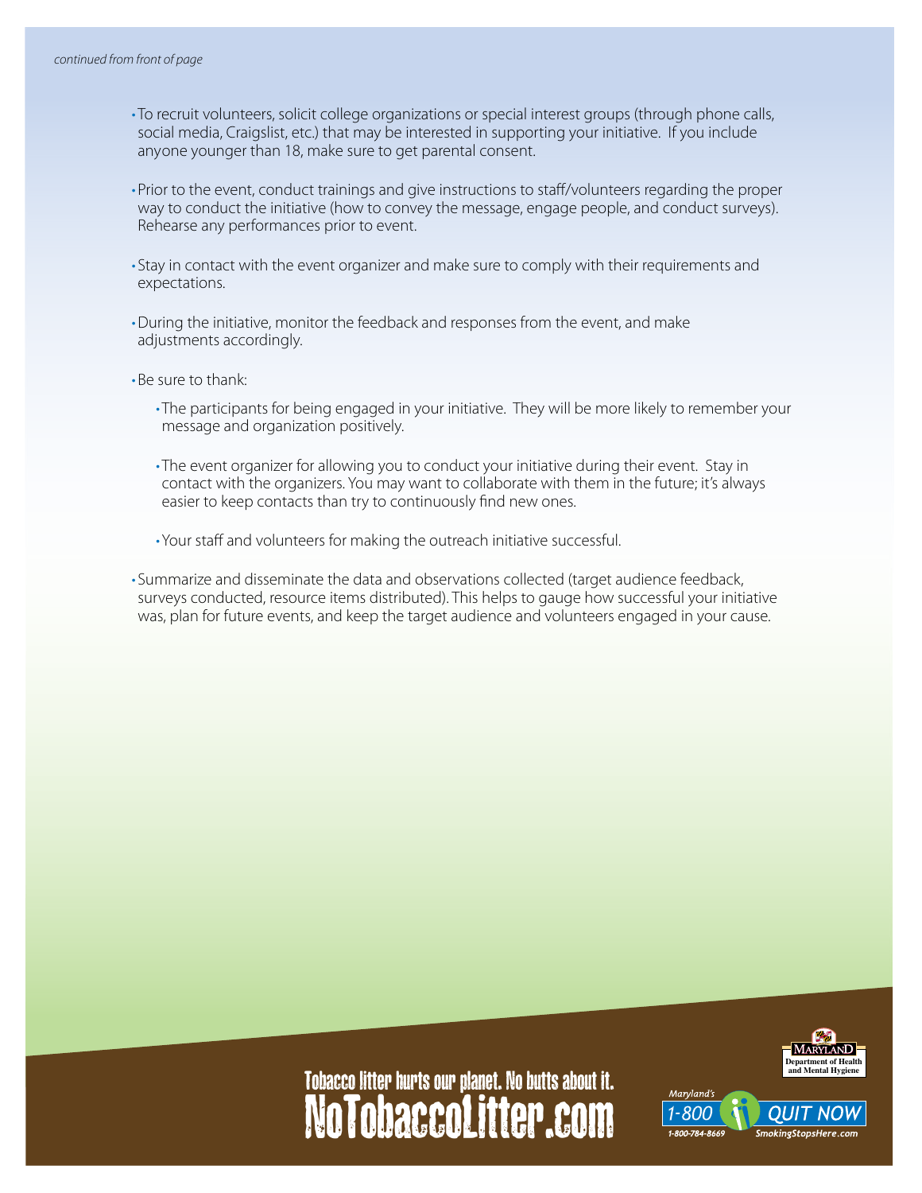*continued from front of page*

- To recruit volunteers, solicit college organizations or special interest groups (through phone calls, social media, Craigslist, etc.) that may be interested in supporting your initiative. If you include anyone younger than 18, make sure to get parental consent.

- Prior to the event, conduct trainings and give instructions to staff/volunteers regarding the proper way to conduct the initiative (how to convey the message, engage people, and conduct surveys). Rehearse any performances prior to event.

- Stay in contact with the event organizer and make sure to comply with their requirements and expectations.

- During the initiative, monitor the feedback and responses from the event, and make adjustments accordingly.

- Be sure to thank:

  - The participants for being engaged in your initiative. They will be more likely to remember your message and organization positively.

  - The event organizer for allowing you to conduct your initiative during their event. Stay in contact with the organizers. You may want to collaborate with them in the future; it's always easier to keep contacts than try to continuously find new ones.

  - Your staff and volunteers for making the outreach initiative successful.

- Summarize and disseminate the data and observations collected (target audience feedback, surveys conducted, resource items distributed). This helps to gauge how successful your initiative was, plan for future events, and keep the target audience and volunteers engaged in your cause.

Tobacco litter hurts our planet. No butts about it.

NoTobaccoLitter.com

Maryland Department of Health and Mental Hygiene

Maryland's 1-800 QUIT NOW

1-800-784-8669

SmokingStopsHere.com